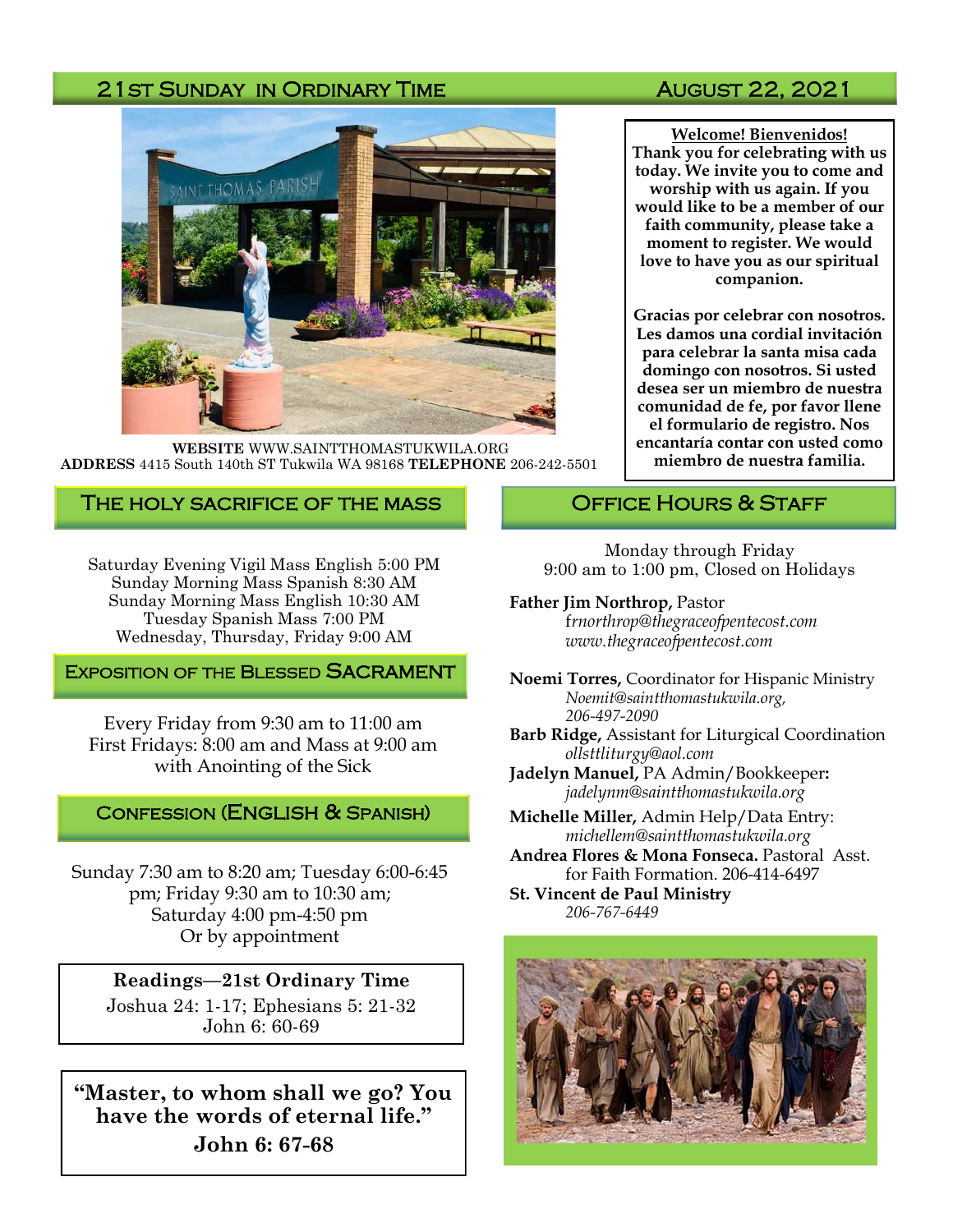# 21st Sunday in Ordinary Time — August 22, 2021

**WEBSITE** WWW.SAINTTHOMASTUKWILA.ORG
**ADDRESS** 4415 South 140th ST Tukwila WA 98168 **TELEPHONE** 206-242-5501

**Welcome! Bienvenidos!**
**Thank you for celebrating with us today. We invite you to come and worship with us again. If you would like to be a member of our faith community, please take a moment to register. We would love to have you as our spiritual companion.**

**Gracias por celebrar con nosotros. Les damos una cordial invitación para celebrar la santa misa cada domingo con nosotros. Si usted desea ser un miembro de nuestra comunidad de fe, por favor llene el formulario de registro. Nos encantaría contar con usted como miembro de nuestra familia.**

## The Holy Sacrifice of the Mass

Saturday Evening Vigil Mass English 5:00 PM
Sunday Morning Mass Spanish 8:30 AM
Sunday Morning Mass English 10:30 AM
Tuesday Spanish Mass 7:00 PM
Wednesday, Thursday, Friday 9:00 AM

## Exposition of the Blessed Sacrament

Every Friday from 9:30 am to 11:00 am
First Fridays: 8:00 am and Mass at 9:00 am with Anointing of the Sick

## Confession (English & Spanish)

Sunday 7:30 am to 8:20 am; Tuesday 6:00-6:45 pm; Friday 9:30 am to 10:30 am; Saturday 4:00 pm-4:50 pm
Or by appointment

**Readings—21st Ordinary Time**
Joshua 24: 1-17; Ephesians 5: 21-32
John 6: 60-69

**"Master, to whom shall we go? You have the words of eternal life."**
**John 6: 67-68**

## Office Hours & Staff

Monday through Friday
9:00 am to 1:00 pm, Closed on Holidays

**Father Jim Northrop,** Pastor
*frnorthrop@thegraceofpentecost.com*
*www.thegraceofpentecost.com*

**Noemi Torres,** Coordinator for Hispanic Ministry
*Noemit@saintthomastukwila.org, 206-497-2090*

**Barb Ridge,** Assistant for Liturgical Coordination
*ollsttliturgy@aol.com*

**Jadelyn Manuel,** PA Admin/Bookkeeper**:**
*jadelynm@saintthomastukwila.org*

**Michelle Miller,** Admin Help/Data Entry:
*michellem@saintthomastukwila.org*

**Andrea Flores & Mona Fonseca.** Pastoral Asst. for Faith Formation. 206-414-6497

**St. Vincent de Paul Ministry**
*206-767-6449*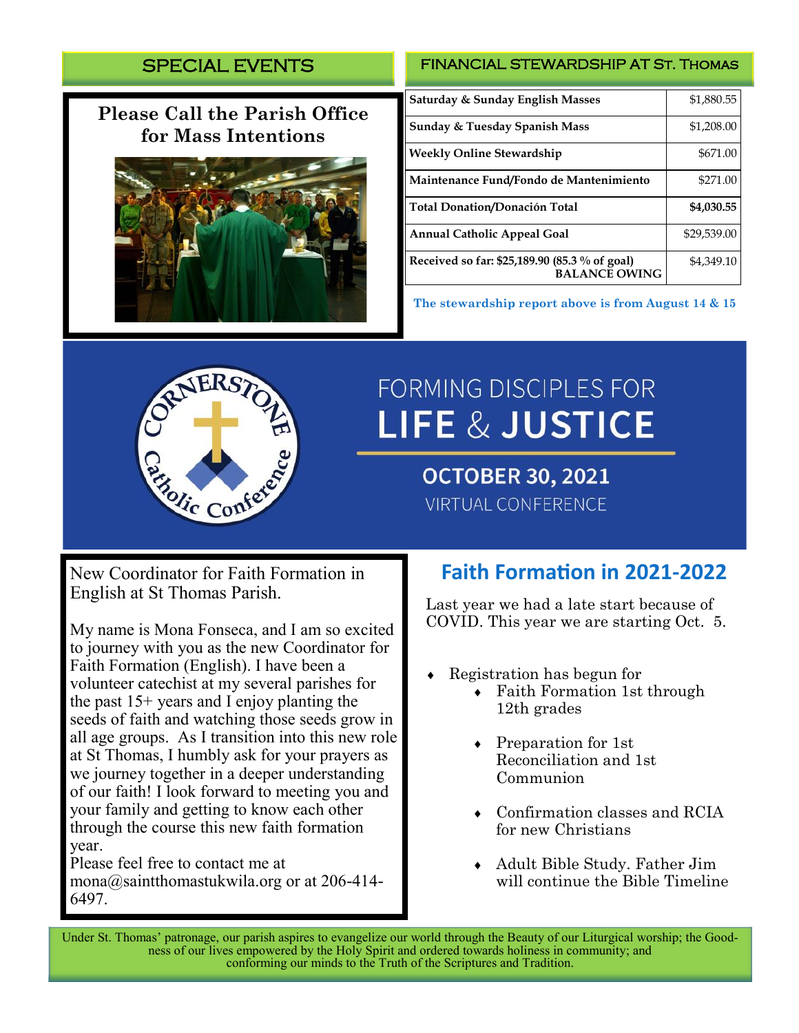## SPECIAL EVENTS

**Please Call the Parish Office for Mass Intentions**

## FINANCIAL STEWARDSHIP AT ST. THOMAS

| | |
|---|---|
| Saturday & Sunday English Masses | $1,880.55 |
| Sunday & Tuesday Spanish Mass | $1,208.00 |
| Weekly Online Stewardship | $671.00 |
| Maintenance Fund/Fondo de Mantenimiento | $271.00 |
| **Total Donation/Donación Total** | **$4,030.55** |
| Annual Catholic Appeal Goal | $29,539.00 |
| Received so far: $25,189.90 (85.3 % of goal) BALANCE OWING | $4,349.10 |

The stewardship report above is from August 14 & 15

Cornerstone Catholic Conference

FORMING DISCIPLES FOR **LIFE & JUSTICE**

**OCTOBER 30, 2021**

VIRTUAL CONFERENCE

New Coordinator for Faith Formation in English at St Thomas Parish.

My name is Mona Fonseca, and I am so excited to journey with you as the new Coordinator for Faith Formation (English). I have been a volunteer catechist at my several parishes for the past 15+ years and I enjoy planting the seeds of faith and watching those seeds grow in all age groups. As I transition into this new role at St Thomas, I humbly ask for your prayers as we journey together in a deeper understanding of our faith! I look forward to meeting you and your family and getting to know each other through the course this new faith formation year.

Please feel free to contact me at mona@saintthomastukwila.org or at 206-414-6497.

## Faith Formation in 2021-2022

Last year we had a late start because of COVID. This year we are starting Oct. 5.

- Registration has begun for
  - Faith Formation 1st through 12th grades
  - Preparation for 1st Reconciliation and 1st Communion
  - Confirmation classes and RCIA for new Christians
  - Adult Bible Study. Father Jim will continue the Bible Timeline

Under St. Thomas' patronage, our parish aspires to evangelize our world through the Beauty of our Liturgical worship; the Goodness of our lives empowered by the Holy Spirit and ordered towards holiness in community; and conforming our minds to the Truth of the Scriptures and Tradition.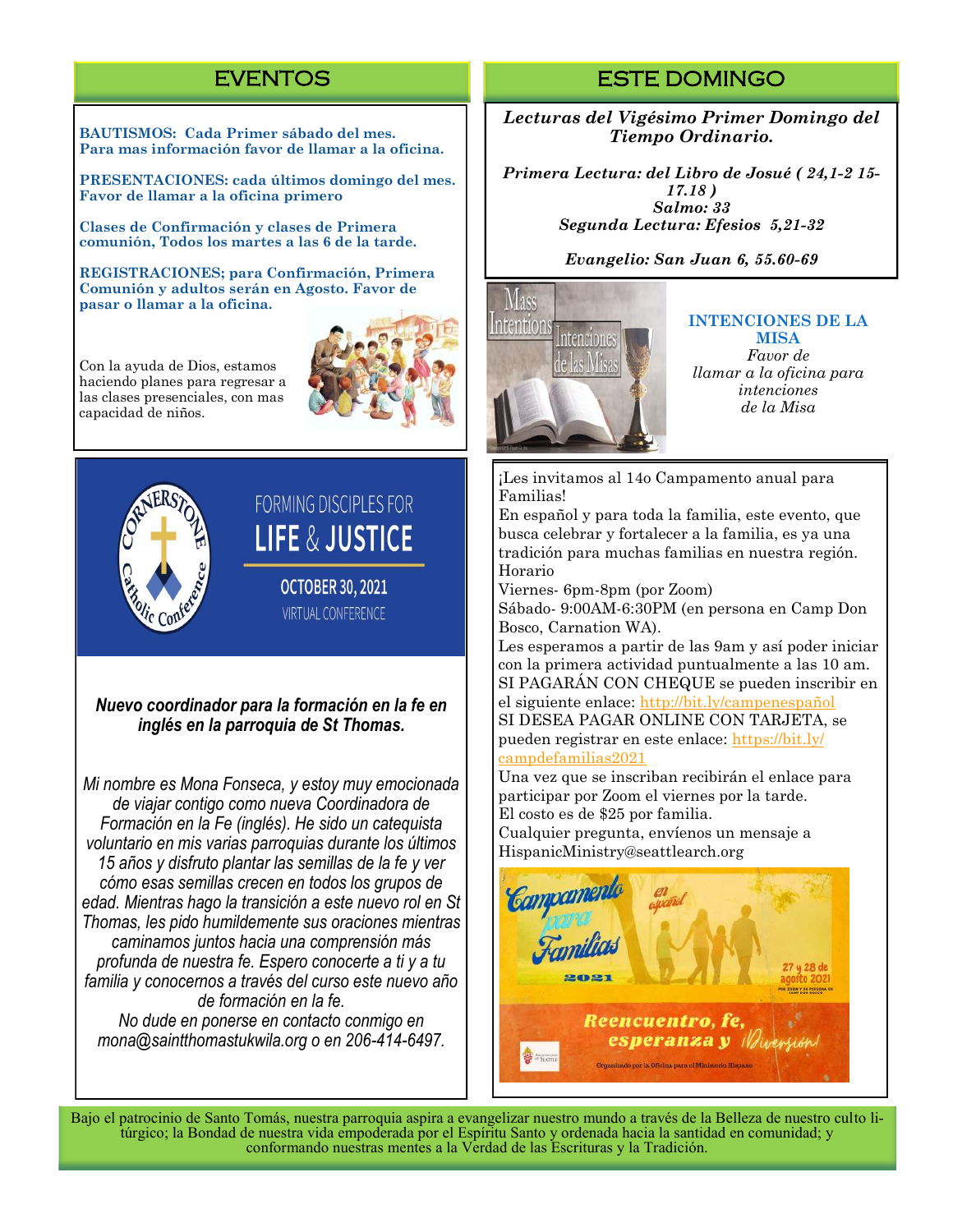## EVENTOS

**BAUTISMOS: Cada Primer sábado del mes. Para mas información favor de llamar a la oficina.**

**PRESENTACIONES: cada últimos domingo del mes. Favor de llamar a la oficina primero**

**Clases de Confirmación y clases de Primera comunión, Todos los martes a las 6 de la tarde.**

**REGISTRACIONES; para Confirmación, Primera Comunión y adultos serán en Agosto. Favor de pasar o llamar a la oficina.**

Con la ayuda de Dios, estamos haciendo planes para regresar a las clases presenciales, con mas capacidad de niños.

Cornerstone Catholic Conference

FORMING DISCIPLES FOR LIFE & JUSTICE

OCTOBER 30, 2021

VIRTUAL CONFERENCE

***Nuevo coordinador para la formación en la fe en inglés en la parroquia de St Thomas.***

*Mi nombre es Mona Fonseca, y estoy muy emocionada de viajar contigo como nueva Coordinadora de Formación en la Fe (inglés). He sido un catequista voluntario en mis varias parroquias durante los últimos 15 años y disfruto plantar las semillas de la fe y ver cómo esas semillas crecen en todos los grupos de edad. Mientras hago la transición a este nuevo rol en St Thomas, les pido humildemente sus oraciones mientras caminamos juntos hacia una comprensión más profunda de nuestra fe. Espero conocerte a ti y a tu familia y conocernos a través del curso este nuevo año de formación en la fe.*

*No dude en ponerse en contacto conmigo en mona@saintthomastukwila.org o en 206-414-6497.*

## ESTE DOMINGO

***Lecturas del Vigésimo Primer Domingo del Tiempo Ordinario.***

***Primera Lectura: del Libro de Josué ( 24,1-2 15-17.18 )***
***Salmo: 33***
***Segunda Lectura: Efesios 5,21-32***

***Evangelio: San Juan 6, 55.60-69***

**INTENCIONES DE LA MISA**

*Favor de llamar a la oficina para intenciones de la Misa*

¡Les invitamos al 14o Campamento anual para Familias!

En español y para toda la familia, este evento, que busca celebrar y fortalecer a la familia, es ya una tradición para muchas familias en nuestra región.

Horario

Viernes- 6pm-8pm (por Zoom)

Sábado- 9:00AM-6:30PM (en persona en Camp Don Bosco, Carnation WA).

Les esperamos a partir de las 9am y así poder iniciar con la primera actividad puntualmente a las 10 am.

SI PAGARÁN CON CHEQUE se pueden inscribir en el siguiente enlace: http://bit.ly/campenespañol

SI DESEA PAGAR ONLINE CON TARJETA, se pueden registrar en este enlace: https://bit.ly/campdefamilias2021

Una vez que se inscriban recibirán el enlace para participar por Zoom el viernes por la tarde.

El costo es de $25 por familia.

Cualquier pregunta, envíenos un mensaje a HispanicMinistry@seattlearch.org

Campamento para Familias en español 2021

27 y 28 de agosto 2021

Reencuentro, fe, esperanza y ¡Diversión!

Organizado por la Oficina para el Ministerio Hispano

Bajo el patrocinio de Santo Tomás, nuestra parroquia aspira a evangelizar nuestro mundo a través de la Belleza de nuestro culto litúrgico; la Bondad de nuestra vida empoderada por el Espíritu Santo y ordenada hacia la santidad en comunidad; y conformando nuestras mentes a la Verdad de las Escrituras y la Tradición.